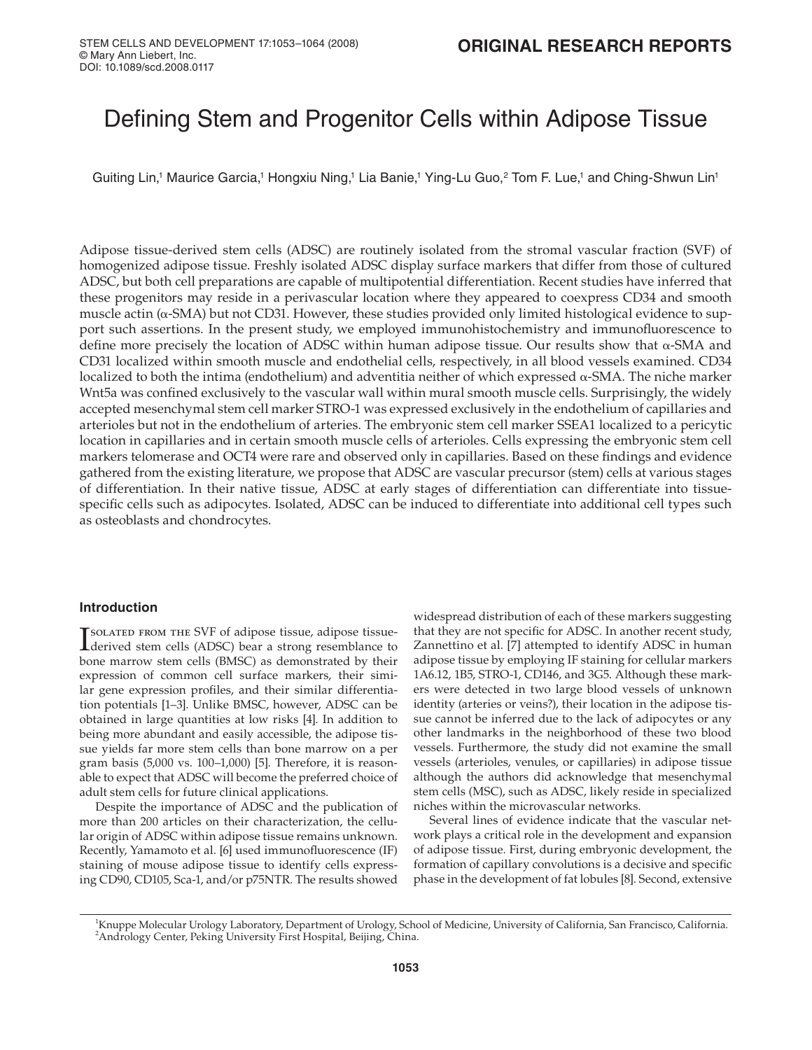ORIGINAL RESEARCH REPORTS

# Defining Stem and Progenitor Cells within Adipose Tissue

Guiting Lin,[1] Maurice Garcia,[1] Hongxiu Ning,[1] Lia Banie,[1] Ying-Lu Guo,[2] Tom F. Lue,[1] and Ching-Shwun Lin[1]

Adipose tissue-derived stem cells (ADSC) are routinely isolated from the stromal vascular fraction (SVF) of homogenized adipose tissue. Freshly isolated ADSC display surface markers that differ from those of cultured ADSC, but both cell preparations are capable of multipotential differentiation. Recent studies have inferred that these progenitors may reside in a perivascular location where they appeared to coexpress CD34 and smooth muscle actin (α-SMA) but not CD31. However, these studies provided only limited histological evidence to support such assertions. In the present study, we employed immunohistochemistry and immunofluorescence to define more precisely the location of ADSC within human adipose tissue. Our results show that α-SMA and CD31 localized within smooth muscle and endothelial cells, respectively, in all blood vessels examined. CD34 localized to both the intima (endothelium) and adventitia neither of which expressed α-SMA. The niche marker Wnt5a was confined exclusively to the vascular wall within mural smooth muscle cells. Surprisingly, the widely accepted mesenchymal stem cell marker STRO-1 was expressed exclusively in the endothelium of capillaries and arterioles but not in the endothelium of arteries. The embryonic stem cell marker SSEA1 localized to a pericytic location in capillaries and in certain smooth muscle cells of arterioles. Cells expressing the embryonic stem cell markers telomerase and OCT4 were rare and observed only in capillaries. Based on these findings and evidence gathered from the existing literature, we propose that ADSC are vascular precursor (stem) cells at various stages of differentiation. In their native tissue, ADSC at early stages of differentiation can differentiate into tissue-specific cells such as adipocytes. Isolated, ADSC can be induced to differentiate into additional cell types such as osteoblasts and chondrocytes.

## Introduction

Isolated from the SVF of adipose tissue, adipose tissue-derived stem cells (ADSC) bear a strong resemblance to bone marrow stem cells (BMSC) as demonstrated by their expression of common cell surface markers, their similar gene expression profiles, and their similar differentiation potentials [1–3]. Unlike BMSC, however, ADSC can be obtained in large quantities at low risks [4]. In addition to being more abundant and easily accessible, the adipose tissue yields far more stem cells than bone marrow on a per gram basis (5,000 vs. 100–1,000) [5]. Therefore, it is reasonable to expect that ADSC will become the preferred choice of adult stem cells for future clinical applications.

Despite the importance of ADSC and the publication of more than 200 articles on their characterization, the cellular origin of ADSC within adipose tissue remains unknown. Recently, Yamamoto et al. [6] used immunofluorescence (IF) staining of mouse adipose tissue to identify cells expressing CD90, CD105, Sca-1, and/or p75NTR. The results showed widespread distribution of each of these markers suggesting that they are not specific for ADSC. In another recent study, Zannettino et al. [7] attempted to identify ADSC in human adipose tissue by employing IF staining for cellular markers 1A6.12, 1B5, STRO-1, CD146, and 3G5. Although these markers were detected in two large blood vessels of unknown identity (arteries or veins?), their location in the adipose tissue cannot be inferred due to the lack of adipocytes or any other landmarks in the neighborhood of these two blood vessels. Furthermore, the study did not examine the small vessels (arterioles, venules, or capillaries) in adipose tissue although the authors did acknowledge that mesenchymal stem cells (MSC), such as ADSC, likely reside in specialized niches within the microvascular networks.

Several lines of evidence indicate that the vascular network plays a critical role in the development and expansion of adipose tissue. First, during embryonic development, the formation of capillary convolutions is a decisive and specific phase in the development of fat lobules [8]. Second, extensive

[1]Knuppe Molecular Urology Laboratory, Department of Urology, School of Medicine, University of California, San Francisco, California.
[2]Andrology Center, Peking University First Hospital, Beijing, China.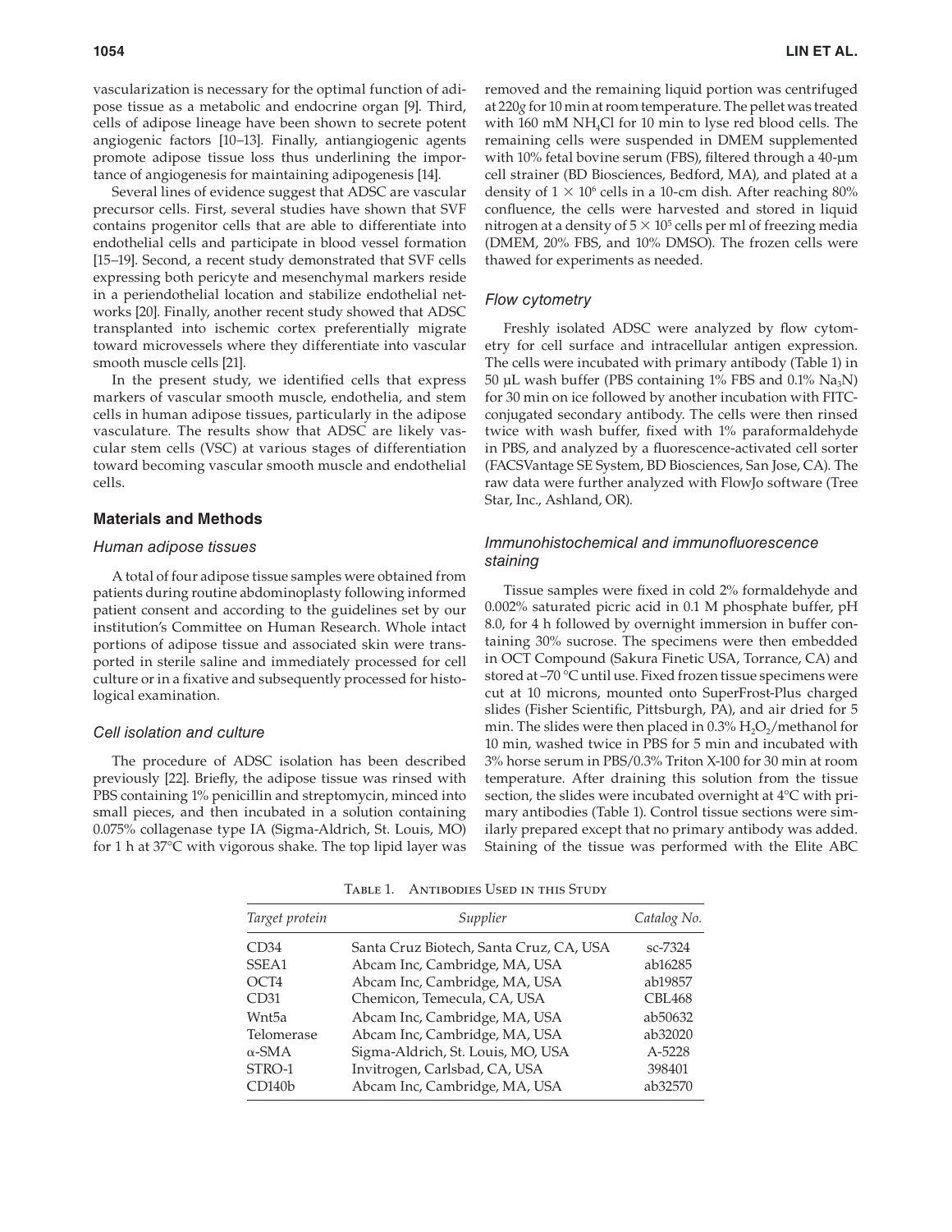vascularization is necessary for the optimal function of adipose tissue as a metabolic and endocrine organ [9]. Third, cells of adipose lineage have been shown to secrete potent angiogenic factors [10–13]. Finally, antiangiogenic agents promote adipose tissue loss thus underlining the importance of angiogenesis for maintaining adipogenesis [14].

Several lines of evidence suggest that ADSC are vascular precursor cells. First, several studies have shown that SVF contains progenitor cells that are able to differentiate into endothelial cells and participate in blood vessel formation [15–19]. Second, a recent study demonstrated that SVF cells expressing both pericyte and mesenchymal markers reside in a periendothelial location and stabilize endothelial networks [20]. Finally, another recent study showed that ADSC transplanted into ischemic cortex preferentially migrate toward microvessels where they differentiate into vascular smooth muscle cells [21].

In the present study, we identified cells that express markers of vascular smooth muscle, endothelia, and stem cells in human adipose tissues, particularly in the adipose vasculature. The results show that ADSC are likely vascular stem cells (VSC) at various stages of differentiation toward becoming vascular smooth muscle and endothelial cells.

## Materials and Methods

### Human adipose tissues

A total of four adipose tissue samples were obtained from patients during routine abdominoplasty following informed patient consent and according to the guidelines set by our institution's Committee on Human Research. Whole intact portions of adipose tissue and associated skin were transported in sterile saline and immediately processed for cell culture or in a fixative and subsequently processed for histological examination.

### Cell isolation and culture

The procedure of ADSC isolation has been described previously [22]. Briefly, the adipose tissue was rinsed with PBS containing 1% penicillin and streptomycin, minced into small pieces, and then incubated in a solution containing 0.075% collagenase type IA (Sigma-Aldrich, St. Louis, MO) for 1 h at 37°C with vigorous shake. The top lipid layer was removed and the remaining liquid portion was centrifuged at 220*g* for 10 min at room temperature. The pellet was treated with 160 mM $NH_4Cl$ for 10 min to lyse red blood cells. The remaining cells were suspended in DMEM supplemented with 10% fetal bovine serum (FBS), filtered through a 40-μm cell strainer (BD Biosciences, Bedford, MA), and plated at a density of $1 \times 10^6$ cells in a 10-cm dish. After reaching 80% confluence, the cells were harvested and stored in liquid nitrogen at a density of $5 \times 10^5$ cells per ml of freezing media (DMEM, 20% FBS, and 10% DMSO). The frozen cells were thawed for experiments as needed.

### Flow cytometry

Freshly isolated ADSC were analyzed by flow cytometry for cell surface and intracellular antigen expression. The cells were incubated with primary antibody (Table 1) in 50 μL wash buffer (PBS containing 1% FBS and 0.1% $Na_3N$) for 30 min on ice followed by another incubation with FITC-conjugated secondary antibody. The cells were then rinsed twice with wash buffer, fixed with 1% paraformaldehyde in PBS, and analyzed by a fluorescence-activated cell sorter (FACSVantage SE System, BD Biosciences, San Jose, CA). The raw data were further analyzed with FlowJo software (Tree Star, Inc., Ashland, OR).

### Immunohistochemical and immunofluorescence staining

Tissue samples were fixed in cold 2% formaldehyde and 0.002% saturated picric acid in 0.1 M phosphate buffer, pH 8.0, for 4 h followed by overnight immersion in buffer containing 30% sucrose. The specimens were then embedded in OCT Compound (Sakura Finetic USA, Torrance, CA) and stored at –70 °C until use. Fixed frozen tissue specimens were cut at 10 microns, mounted onto SuperFrost-Plus charged slides (Fisher Scientific, Pittsburgh, PA), and air dried for 5 min. The slides were then placed in 0.3% $H_2O_2$/methanol for 10 min, washed twice in PBS for 5 min and incubated with 3% horse serum in PBS/0.3% Triton X-100 for 30 min at room temperature. After draining this solution from the tissue section, the slides were incubated overnight at 4°C with primary antibodies (Table 1). Control tissue sections were similarly prepared except that no primary antibody was added. Staining of the tissue was performed with the Elite ABC

Table 1. Antibodies Used in this Study

| *Target protein* | *Supplier* | *Catalog No.* |
|---|---|---|
| CD34 | Santa Cruz Biotech, Santa Cruz, CA, USA | sc-7324 |
| SSEA1 | Abcam Inc, Cambridge, MA, USA | ab16285 |
| OCT4 | Abcam Inc, Cambridge, MA, USA | ab19857 |
| CD31 | Chemicon, Temecula, CA, USA | CBL468 |
| Wnt5a | Abcam Inc, Cambridge, MA, USA | ab50632 |
| Telomerase | Abcam Inc, Cambridge, MA, USA | ab32020 |
| α-SMA | Sigma-Aldrich, St. Louis, MO, USA | A-5228 |
| STRO-1 | Invitrogen, Carlsbad, CA, USA | 398401 |
| CD140b | Abcam Inc, Cambridge, MA, USA | ab32570 |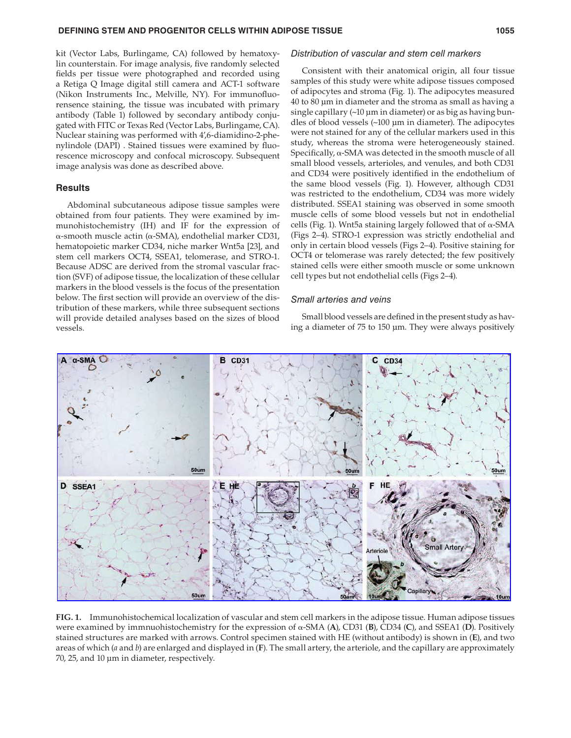kit (Vector Labs, Burlingame, CA) followed by hematoxylin counterstain. For image analysis, five randomly selected fields per tissue were photographed and recorded using a Retiga Q Image digital still camera and ACT-1 software (Nikon Instruments Inc., Melville, NY). For immunofluorensence staining, the tissue was incubated with primary antibody (Table 1) followed by secondary antibody conjugated with FITC or Texas Red (Vector Labs, Burlingame, CA). Nuclear staining was performed with 4′,6-diamidino-2-phenylindole (DAPI) . Stained tissues were examined by fluorescence microscopy and confocal microscopy. Subsequent image analysis was done as described above.

## Results

Abdominal subcutaneous adipose tissue samples were obtained from four patients. They were examined by immunohistochemistry (IH) and IF for the expression of α-smooth muscle actin (α-SMA), endothelial marker CD31, hematopoietic marker CD34, niche marker Wnt5a [23], and stem cell markers OCT4, SSEA1, telomerase, and STRO-1. Because ADSC are derived from the stromal vascular fraction (SVF) of adipose tissue, the localization of these cellular markers in the blood vessels is the focus of the presentation below. The first section will provide an overview of the distribution of these markers, while three subsequent sections will provide detailed analyses based on the sizes of blood vessels.

### *Distribution of vascular and stem cell markers*

Consistent with their anatomical origin, all four tissue samples of this study were white adipose tissues composed of adipocytes and stroma (Fig. 1). The adipocytes measured 40 to 80 μm in diameter and the stroma as small as having a single capillary (~10 μm in diameter) or as big as having bundles of blood vessels (~100 μm in diameter). The adipocytes were not stained for any of the cellular markers used in this study, whereas the stroma were heterogeneously stained. Specifically, α-SMA was detected in the smooth muscle of all small blood vessels, arterioles, and venules, and both CD31 and CD34 were positively identified in the endothelium of the same blood vessels (Fig. 1). However, although CD31 was restricted to the endothelium, CD34 was more widely distributed. SSEA1 staining was observed in some smooth muscle cells of some blood vessels but not in endothelial cells (Fig. 1). Wnt5a staining largely followed that of α-SMA (Figs 2–4). STRO-1 expression was strictly endothelial and only in certain blood vessels (Figs 2–4). Positive staining for OCT4 or telomerase was rarely detected; the few positively stained cells were either smooth muscle or some unknown cell types but not endothelial cells (Figs 2–4).

### *Small arteries and veins*

Small blood vessels are defined in the present study as having a diameter of 75 to 150 μm. They were always positively

**FIG. 1.** Immunohistochemical localization of vascular and stem cell markers in the adipose tissue. Human adipose tissues were examined by immnuohistochemistry for the expression of α-SMA (**A**), CD31 (**B**), CD34 (**C**), and SSEA1 (**D**). Positively stained structures are marked with arrows. Control specimen stained with HE (without antibody) is shown in (**E**), and two areas of which (*a* and *b*) are enlarged and displayed in (**F**). The small artery, the arteriole, and the capillary are approximately 70, 25, and 10 μm in diameter, respectively.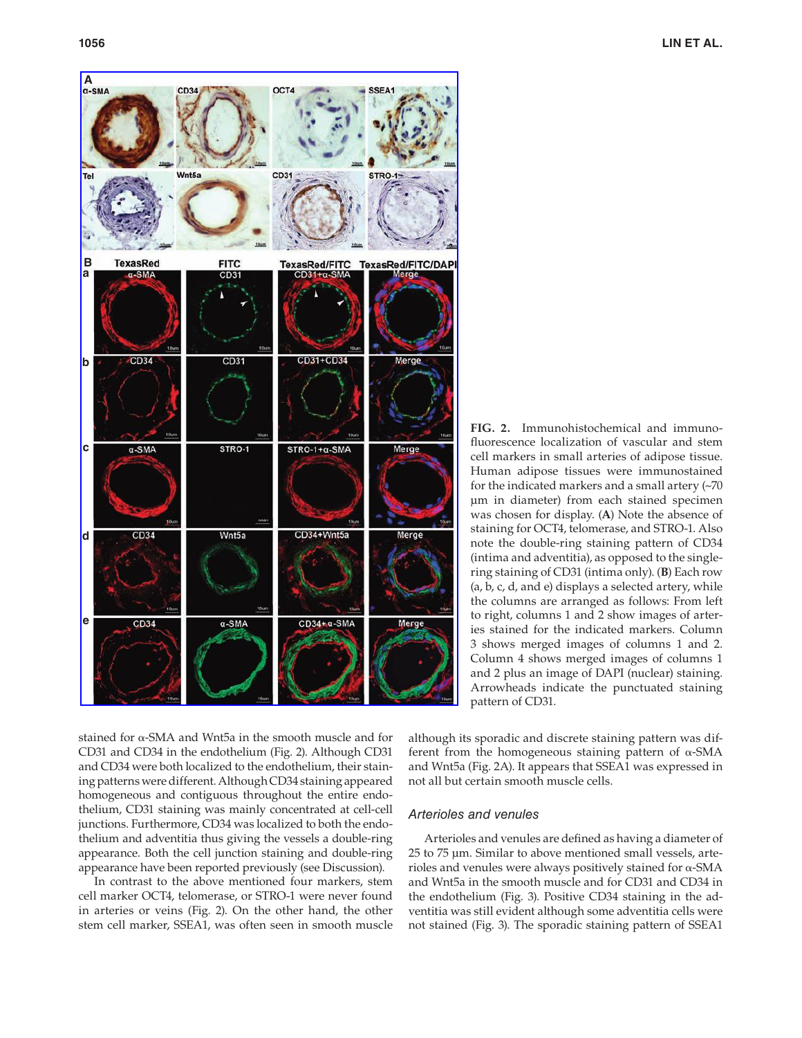**FIG. 2.** Immunohistochemical and immunofluorescence localization of vascular and stem cell markers in small arteries of adipose tissue. Human adipose tissues were immunostained for the indicated markers and a small artery (~70 μm in diameter) from each stained specimen was chosen for display. (**A**) Note the absence of staining for OCT4, telomerase, and STRO-1. Also note the double-ring staining pattern of CD34 (intima and adventitia), as opposed to the single-ring staining of CD31 (intima only). (**B**) Each row (a, b, c, d, and e) displays a selected artery, while the columns are arranged as follows: From left to right, columns 1 and 2 show images of arteries stained for the indicated markers. Column 3 shows merged images of columns 1 and 2. Column 4 shows merged images of columns 1 and 2 plus an image of DAPI (nuclear) staining. Arrowheads indicate the punctuated staining pattern of CD31.

stained for α-SMA and Wnt5a in the smooth muscle and for CD31 and CD34 in the endothelium (Fig. 2). Although CD31 and CD34 were both localized to the endothelium, their staining patterns were different. Although CD34 staining appeared homogeneous and contiguous throughout the entire endothelium, CD31 staining was mainly concentrated at cell-cell junctions. Furthermore, CD34 was localized to both the endothelium and adventitia thus giving the vessels a double-ring appearance. Both the cell junction staining and double-ring appearance have been reported previously (see Discussion).

In contrast to the above mentioned four markers, stem cell marker OCT4, telomerase, or STRO-1 were never found in arteries or veins (Fig. 2). On the other hand, the other stem cell marker, SSEA1, was often seen in smooth muscle although its sporadic and discrete staining pattern was different from the homogeneous staining pattern of α-SMA and Wnt5a (Fig. 2A). It appears that SSEA1 was expressed in not all but certain smooth muscle cells.

### Arterioles and venules

Arterioles and venules are defined as having a diameter of 25 to 75 μm. Similar to above mentioned small vessels, arterioles and venules were always positively stained for α-SMA and Wnt5a in the smooth muscle and for CD31 and CD34 in the endothelium (Fig. 3). Positive CD34 staining in the adventitia was still evident although some adventitia cells were not stained (Fig. 3). The sporadic staining pattern of SSEA1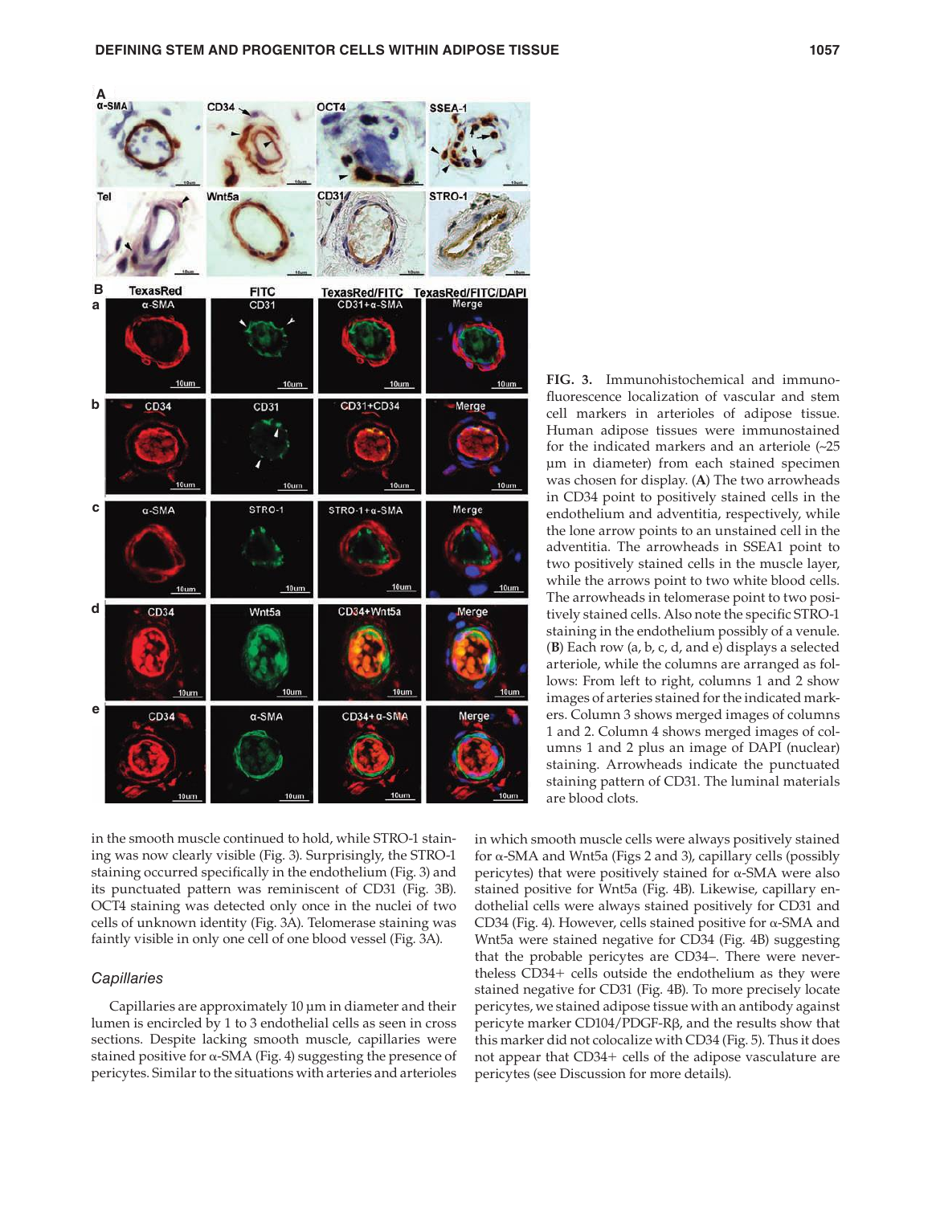**FIG. 3.** Immunohistochemical and immunofluorescence localization of vascular and stem cell markers in arterioles of adipose tissue. Human adipose tissues were immunostained for the indicated markers and an arteriole (~25 μm in diameter) from each stained specimen was chosen for display. (**A**) The two arrowheads in CD34 point to positively stained cells in the endothelium and adventitia, respectively, while the lone arrow points to an unstained cell in the adventitia. The arrowheads in SSEA1 point to two positively stained cells in the muscle layer, while the arrows point to two white blood cells. The arrowheads in telomerase point to two positively stained cells. Also note the specific STRO-1 staining in the endothelium possibly of a venule. (**B**) Each row (a, b, c, d, and e) displays a selected arteriole, while the columns are arranged as follows: From left to right, columns 1 and 2 show images of arteries stained for the indicated markers. Column 3 shows merged images of columns 1 and 2. Column 4 shows merged images of columns 1 and 2 plus an image of DAPI (nuclear) staining. Arrowheads indicate the punctuated staining pattern of CD31. The luminal materials are blood clots.

in the smooth muscle continued to hold, while STRO-1 staining was now clearly visible (Fig. 3). Surprisingly, the STRO-1 staining occurred specifically in the endothelium (Fig. 3) and its punctuated pattern was reminiscent of CD31 (Fig. 3B). OCT4 staining was detected only once in the nuclei of two cells of unknown identity (Fig. 3A). Telomerase staining was faintly visible in only one cell of one blood vessel (Fig. 3A).

### Capillaries

Capillaries are approximately 10 μm in diameter and their lumen is encircled by 1 to 3 endothelial cells as seen in cross sections. Despite lacking smooth muscle, capillaries were stained positive for α-SMA (Fig. 4) suggesting the presence of pericytes. Similar to the situations with arteries and arterioles in which smooth muscle cells were always positively stained for α-SMA and Wnt5a (Figs 2 and 3), capillary cells (possibly pericytes) that were positively stained for α-SMA were also stained positive for Wnt5a (Fig. 4B). Likewise, capillary endothelial cells were always stained positively for CD31 and CD34 (Fig. 4). However, cells stained positive for α-SMA and Wnt5a were stained negative for CD34 (Fig. 4B) suggesting that the probable pericytes are CD34–. There were nevertheless CD34+ cells outside the endothelium as they were stained negative for CD31 (Fig. 4B). To more precisely locate pericytes, we stained adipose tissue with an antibody against pericyte marker CD104/PDGF-Rβ, and the results show that this marker did not colocalize with CD34 (Fig. 5). Thus it does not appear that CD34+ cells of the adipose vasculature are pericytes (see Discussion for more details).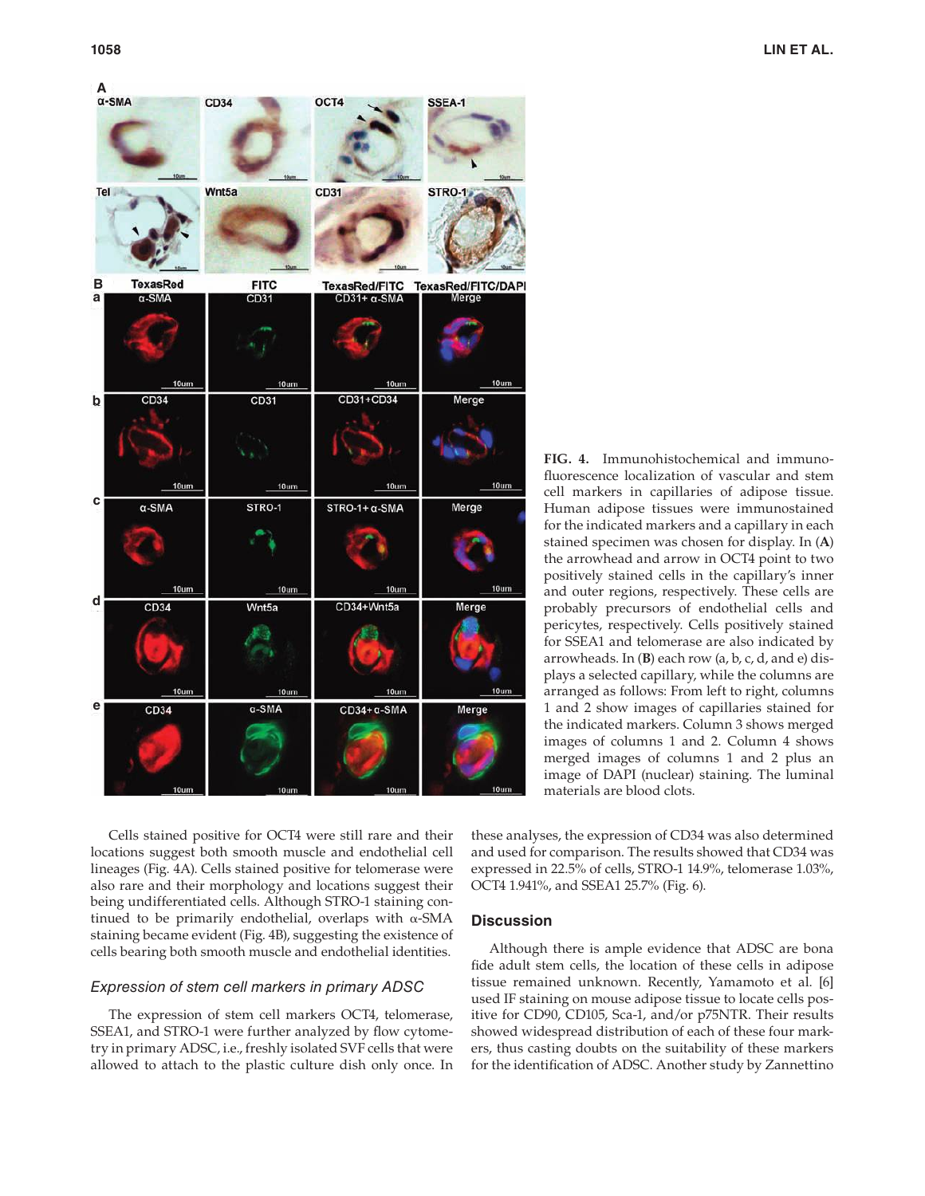**FIG. 4.** Immunohistochemical and immunofluorescence localization of vascular and stem cell markers in capillaries of adipose tissue. Human adipose tissues were immunostained for the indicated markers and a capillary in each stained specimen was chosen for display. In (**A**) the arrowhead and arrow in OCT4 point to two positively stained cells in the capillary's inner and outer regions, respectively. These cells are probably precursors of endothelial cells and pericytes, respectively. Cells positively stained for SSEA1 and telomerase are also indicated by arrowheads. In (**B**) each row (a, b, c, d, and e) displays a selected capillary, while the columns are arranged as follows: From left to right, columns 1 and 2 show images of capillaries stained for the indicated markers. Column 3 shows merged images of columns 1 and 2. Column 4 shows merged images of columns 1 and 2 plus an image of DAPI (nuclear) staining. The luminal materials are blood clots.

Cells stained positive for OCT4 were still rare and their locations suggest both smooth muscle and endothelial cell lineages (Fig. 4A). Cells stained positive for telomerase were also rare and their morphology and locations suggest their being undifferentiated cells. Although STRO-1 staining continued to be primarily endothelial, overlaps with α-SMA staining became evident (Fig. 4B), suggesting the existence of cells bearing both smooth muscle and endothelial identities.

### *Expression of stem cell markers in primary ADSC*

The expression of stem cell markers OCT4, telomerase, SSEA1, and STRO-1 were further analyzed by flow cytometry in primary ADSC, i.e., freshly isolated SVF cells that were allowed to attach to the plastic culture dish only once. In these analyses, the expression of CD34 was also determined and used for comparison. The results showed that CD34 was expressed in 22.5% of cells, STRO-1 14.9%, telomerase 1.03%, OCT4 1.941%, and SSEA1 25.7% (Fig. 6).

## Discussion

Although there is ample evidence that ADSC are bona fide adult stem cells, the location of these cells in adipose tissue remained unknown. Recently, Yamamoto et al. [6] used IF staining on mouse adipose tissue to locate cells positive for CD90, CD105, Sca-1, and/or p75NTR. Their results showed widespread distribution of each of these four markers, thus casting doubts on the suitability of these markers for the identification of ADSC. Another study by Zannettino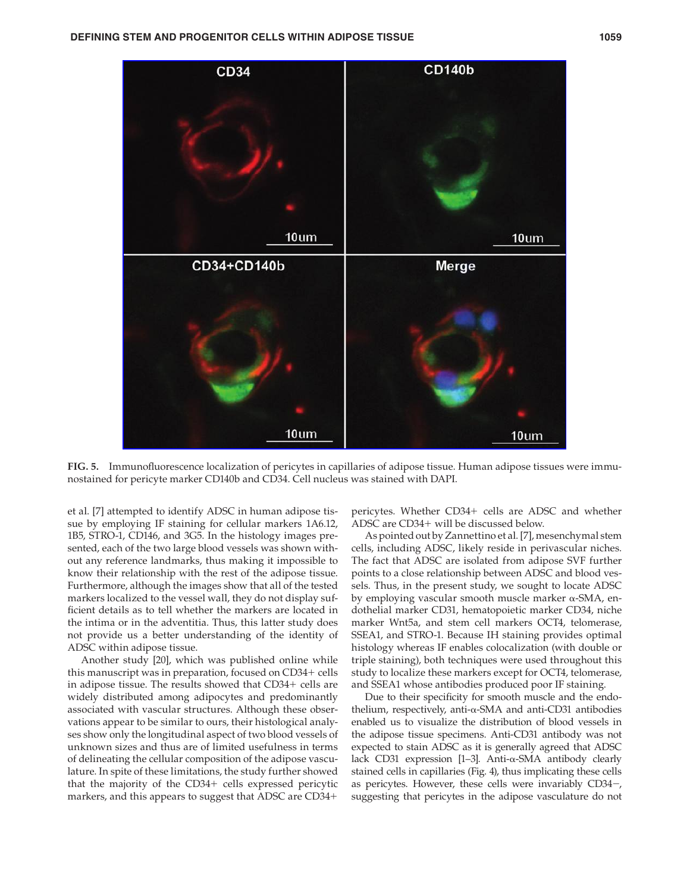**FIG. 5.** Immunofluorescence localization of pericytes in capillaries of adipose tissue. Human adipose tissues were immunostained for pericyte marker CD140b and CD34. Cell nucleus was stained with DAPI.

et al. [7] attempted to identify ADSC in human adipose tissue by employing IF staining for cellular markers 1A6.12, 1B5, STRO-1, CD146, and 3G5. In the histology images presented, each of the two large blood vessels was shown without any reference landmarks, thus making it impossible to know their relationship with the rest of the adipose tissue. Furthermore, although the images show that all of the tested markers localized to the vessel wall, they do not display sufficient details as to tell whether the markers are located in the intima or in the adventitia. Thus, this latter study does not provide us a better understanding of the identity of ADSC within adipose tissue.

Another study [20], which was published online while this manuscript was in preparation, focused on CD34+ cells in adipose tissue. The results showed that CD34+ cells are widely distributed among adipocytes and predominantly associated with vascular structures. Although these observations appear to be similar to ours, their histological analyses show only the longitudinal aspect of two blood vessels of unknown sizes and thus are of limited usefulness in terms of delineating the cellular composition of the adipose vasculature. In spite of these limitations, the study further showed that the majority of the CD34+ cells expressed pericytic markers, and this appears to suggest that ADSC are CD34+ pericytes. Whether CD34+ cells are ADSC and whether ADSC are CD34+ will be discussed below.

As pointed out by Zannettino et al. [7], mesenchymal stem cells, including ADSC, likely reside in perivascular niches. The fact that ADSC are isolated from adipose SVF further points to a close relationship between ADSC and blood vessels. Thus, in the present study, we sought to locate ADSC by employing vascular smooth muscle marker α-SMA, endothelial marker CD31, hematopoietic marker CD34, niche marker Wnt5a, and stem cell markers OCT4, telomerase, SSEA1, and STRO-1. Because IH staining provides optimal histology whereas IF enables colocalization (with double or triple staining), both techniques were used throughout this study to localize these markers except for OCT4, telomerase, and SSEA1 whose antibodies produced poor IF staining.

Due to their specificity for smooth muscle and the endothelium, respectively, anti-α-SMA and anti-CD31 antibodies enabled us to visualize the distribution of blood vessels in the adipose tissue specimens. Anti-CD31 antibody was not expected to stain ADSC as it is generally agreed that ADSC lack CD31 expression [1–3]. Anti-α-SMA antibody clearly stained cells in capillaries (Fig. 4), thus implicating these cells as pericytes. However, these cells were invariably CD34−, suggesting that pericytes in the adipose vasculature do not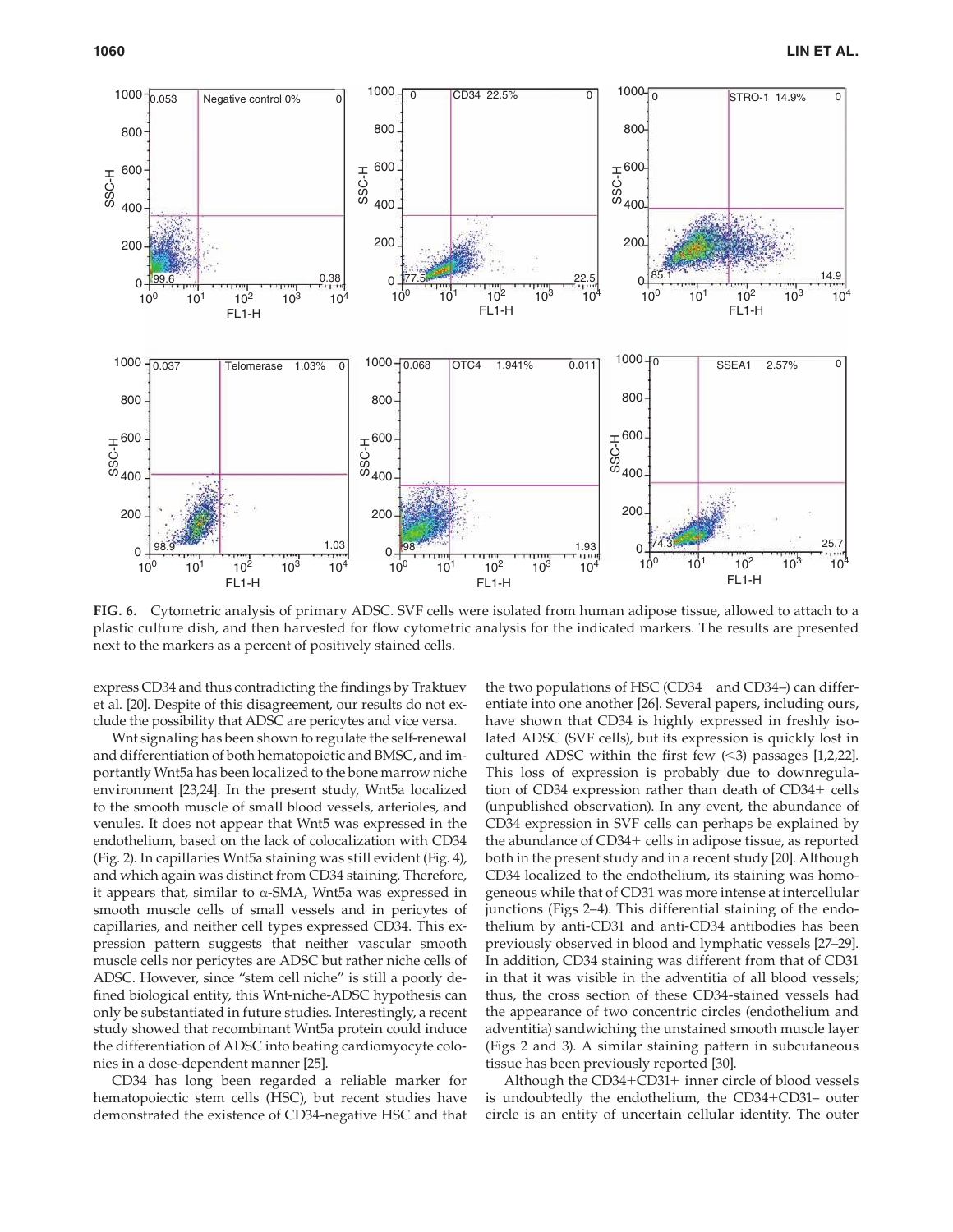**FIG. 6.** Cytometric analysis of primary ADSC. SVF cells were isolated from human adipose tissue, allowed to attach to a plastic culture dish, and then harvested for flow cytometric analysis for the indicated markers. The results are presented next to the markers as a percent of positively stained cells.

express CD34 and thus contradicting the findings by Traktuev et al. [20]. Despite of this disagreement, our results do not exclude the possibility that ADSC are pericytes and vice versa.

Wnt signaling has been shown to regulate the self-renewal and differentiation of both hematopoietic and BMSC, and importantly Wnt5a has been localized to the bone marrow niche environment [23,24]. In the present study, Wnt5a localized to the smooth muscle of small blood vessels, arterioles, and venules. It does not appear that Wnt5 was expressed in the endothelium, based on the lack of colocalization with CD34 (Fig. 2). In capillaries Wnt5a staining was still evident (Fig. 4), and which again was distinct from CD34 staining. Therefore, it appears that, similar to α-SMA, Wnt5a was expressed in smooth muscle cells of small vessels and in pericytes of capillaries, and neither cell types expressed CD34. This expression pattern suggests that neither vascular smooth muscle cells nor pericytes are ADSC but rather niche cells of ADSC. However, since "stem cell niche" is still a poorly defined biological entity, this Wnt-niche-ADSC hypothesis can only be substantiated in future studies. Interestingly, a recent study showed that recombinant Wnt5a protein could induce the differentiation of ADSC into beating cardiomyocyte colonies in a dose-dependent manner [25].

CD34 has long been regarded a reliable marker for hematopoiectic stem cells (HSC), but recent studies have demonstrated the existence of CD34-negative HSC and that the two populations of HSC (CD34+ and CD34–) can differentiate into one another [26]. Several papers, including ours, have shown that CD34 is highly expressed in freshly isolated ADSC (SVF cells), but its expression is quickly lost in cultured ADSC within the first few (<3) passages [1,2,22]. This loss of expression is probably due to downregulation of CD34 expression rather than death of CD34+ cells (unpublished observation). In any event, the abundance of CD34 expression in SVF cells can perhaps be explained by the abundance of CD34+ cells in adipose tissue, as reported both in the present study and in a recent study [20]. Although CD34 localized to the endothelium, its staining was homogeneous while that of CD31 was more intense at intercellular junctions (Figs 2–4). This differential staining of the endothelium by anti-CD31 and anti-CD34 antibodies has been previously observed in blood and lymphatic vessels [27–29]. In addition, CD34 staining was different from that of CD31 in that it was visible in the adventitia of all blood vessels; thus, the cross section of these CD34-stained vessels had the appearance of two concentric circles (endothelium and adventitia) sandwiching the unstained smooth muscle layer (Figs 2 and 3). A similar staining pattern in subcutaneous tissue has been previously reported [30].

Although the CD34+CD31+ inner circle of blood vessels is undoubtedly the endothelium, the CD34+CD31– outer circle is an entity of uncertain cellular identity. The outer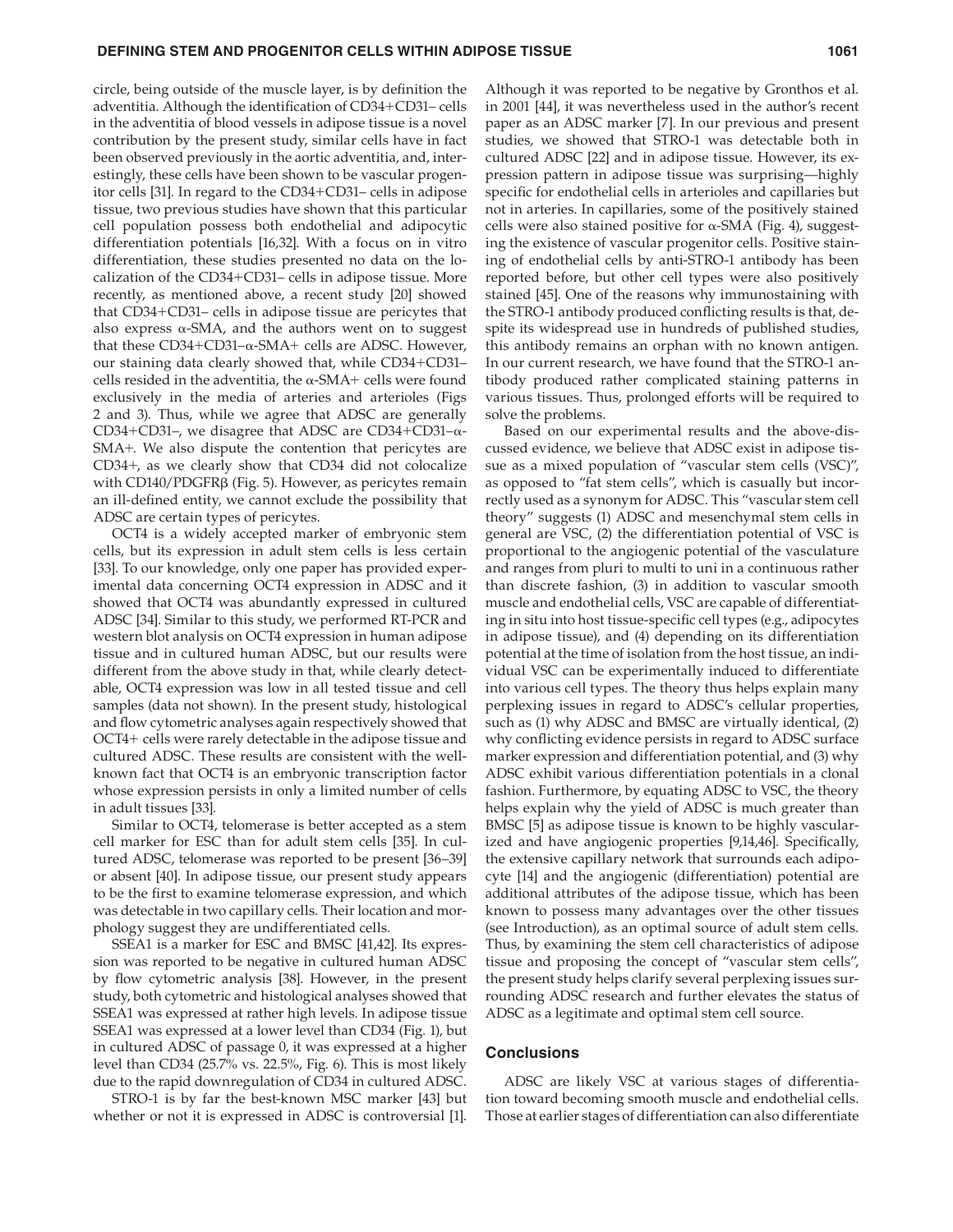circle, being outside of the muscle layer, is by definition the adventitia. Although the identification of CD34+CD31– cells in the adventitia of blood vessels in adipose tissue is a novel contribution by the present study, similar cells have in fact been observed previously in the aortic adventitia, and, interestingly, these cells have been shown to be vascular progenitor cells [31]. In regard to the CD34+CD31– cells in adipose tissue, two previous studies have shown that this particular cell population possess both endothelial and adipocytic differentiation potentials [16,32]. With a focus on in vitro differentiation, these studies presented no data on the localization of the CD34+CD31– cells in adipose tissue. More recently, as mentioned above, a recent study [20] showed that CD34+CD31– cells in adipose tissue are pericytes that also express α-SMA, and the authors went on to suggest that these CD34+CD31–α-SMA+ cells are ADSC. However, our staining data clearly showed that, while CD34+CD31– cells resided in the adventitia, the α-SMA+ cells were found exclusively in the media of arteries and arterioles (Figs 2 and 3). Thus, while we agree that ADSC are generally CD34+CD31–, we disagree that ADSC are CD34+CD31–α-SMA+. We also dispute the contention that pericytes are CD34+, as we clearly show that CD34 did not colocalize with CD140/PDGFRβ (Fig. 5). However, as pericytes remain an ill-defined entity, we cannot exclude the possibility that ADSC are certain types of pericytes.

OCT4 is a widely accepted marker of embryonic stem cells, but its expression in adult stem cells is less certain [33]. To our knowledge, only one paper has provided experimental data concerning OCT4 expression in ADSC and it showed that OCT4 was abundantly expressed in cultured ADSC [34]. Similar to this study, we performed RT-PCR and western blot analysis on OCT4 expression in human adipose tissue and in cultured human ADSC, but our results were different from the above study in that, while clearly detectable, OCT4 expression was low in all tested tissue and cell samples (data not shown). In the present study, histological and flow cytometric analyses again respectively showed that OCT4+ cells were rarely detectable in the adipose tissue and cultured ADSC. These results are consistent with the well-known fact that OCT4 is an embryonic transcription factor whose expression persists in only a limited number of cells in adult tissues [33].

Similar to OCT4, telomerase is better accepted as a stem cell marker for ESC than for adult stem cells [35]. In cultured ADSC, telomerase was reported to be present [36–39] or absent [40]. In adipose tissue, our present study appears to be the first to examine telomerase expression, and which was detectable in two capillary cells. Their location and morphology suggest they are undifferentiated cells.

SSEA1 is a marker for ESC and BMSC [41,42]. Its expression was reported to be negative in cultured human ADSC by flow cytometric analysis [38]. However, in the present study, both cytometric and histological analyses showed that SSEA1 was expressed at rather high levels. In adipose tissue SSEA1 was expressed at a lower level than CD34 (Fig. 1), but in cultured ADSC of passage 0, it was expressed at a higher level than CD34 (25.7% vs. 22.5%, Fig. 6). This is most likely due to the rapid downregulation of CD34 in cultured ADSC.

STRO-1 is by far the best-known MSC marker [43] but whether or not it is expressed in ADSC is controversial [1]. Although it was reported to be negative by Gronthos et al. in 2001 [44], it was nevertheless used in the author's recent paper as an ADSC marker [7]. In our previous and present studies, we showed that STRO-1 was detectable both in cultured ADSC [22] and in adipose tissue. However, its expression pattern in adipose tissue was surprising—highly specific for endothelial cells in arterioles and capillaries but not in arteries. In capillaries, some of the positively stained cells were also stained positive for α-SMA (Fig. 4), suggesting the existence of vascular progenitor cells. Positive staining of endothelial cells by anti-STRO-1 antibody has been reported before, but other cell types were also positively stained [45]. One of the reasons why immunostaining with the STRO-1 antibody produced conflicting results is that, despite its widespread use in hundreds of published studies, this antibody remains an orphan with no known antigen. In our current research, we have found that the STRO-1 antibody produced rather complicated staining patterns in various tissues. Thus, prolonged efforts will be required to solve the problems.

Based on our experimental results and the above-discussed evidence, we believe that ADSC exist in adipose tissue as a mixed population of "vascular stem cells (VSC)", as opposed to "fat stem cells", which is casually but incorrectly used as a synonym for ADSC. This "vascular stem cell theory" suggests (1) ADSC and mesenchymal stem cells in general are VSC, (2) the differentiation potential of VSC is proportional to the angiogenic potential of the vasculature and ranges from pluri to multi to uni in a continuous rather than discrete fashion, (3) in addition to vascular smooth muscle and endothelial cells, VSC are capable of differentiating in situ into host tissue-specific cell types (e.g., adipocytes in adipose tissue), and (4) depending on its differentiation potential at the time of isolation from the host tissue, an individual VSC can be experimentally induced to differentiate into various cell types. The theory thus helps explain many perplexing issues in regard to ADSC's cellular properties, such as (1) why ADSC and BMSC are virtually identical, (2) why conflicting evidence persists in regard to ADSC surface marker expression and differentiation potential, and (3) why ADSC exhibit various differentiation potentials in a clonal fashion. Furthermore, by equating ADSC to VSC, the theory helps explain why the yield of ADSC is much greater than BMSC [5] as adipose tissue is known to be highly vascularized and have angiogenic properties [9,14,46]. Specifically, the extensive capillary network that surrounds each adipocyte [14] and the angiogenic (differentiation) potential are additional attributes of the adipose tissue, which has been known to possess many advantages over the other tissues (see Introduction), as an optimal source of adult stem cells. Thus, by examining the stem cell characteristics of adipose tissue and proposing the concept of "vascular stem cells", the present study helps clarify several perplexing issues surrounding ADSC research and further elevates the status of ADSC as a legitimate and optimal stem cell source.

## Conclusions

ADSC are likely VSC at various stages of differentiation toward becoming smooth muscle and endothelial cells. Those at earlier stages of differentiation can also differentiate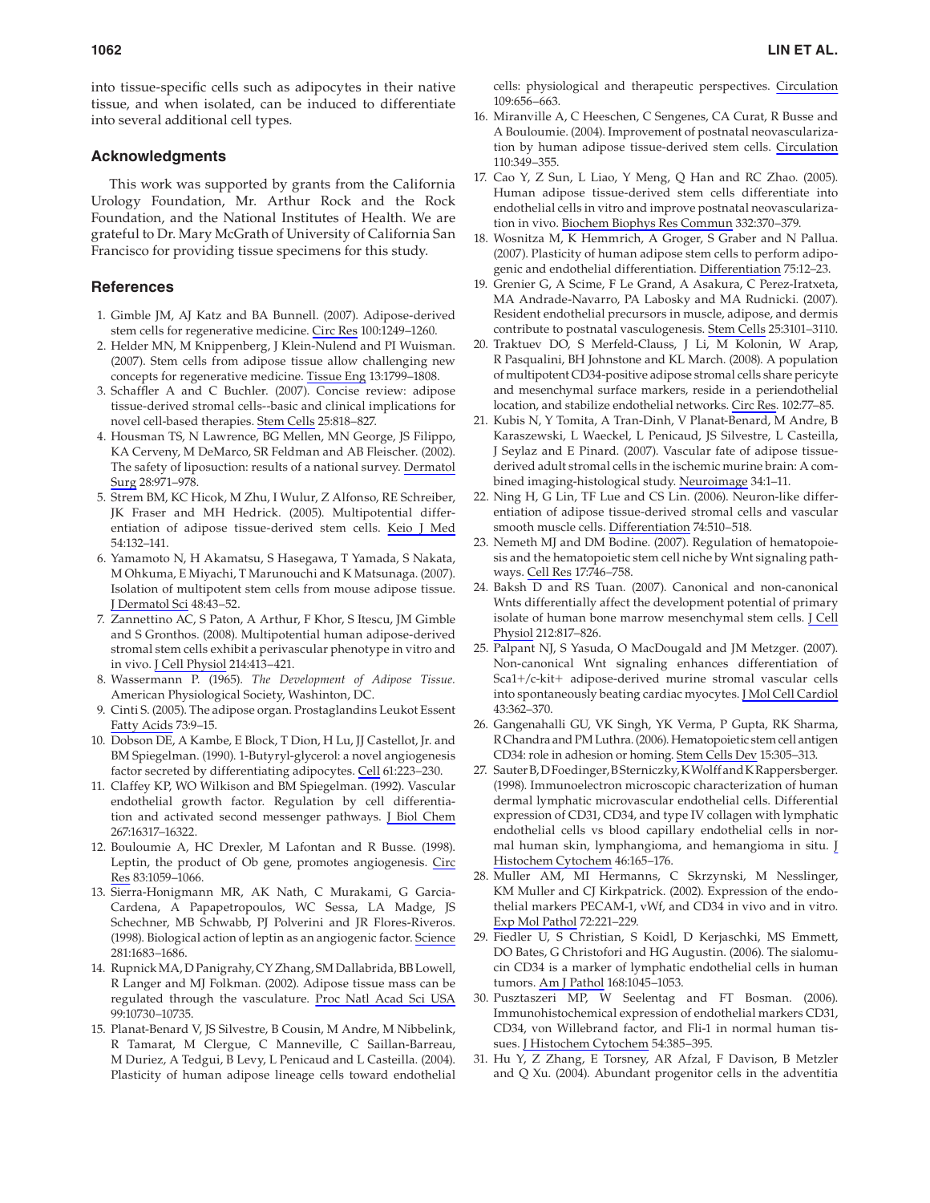into tissue-specific cells such as adipocytes in their native tissue, and when isolated, can be induced to differentiate into several additional cell types.

## Acknowledgments

This work was supported by grants from the California Urology Foundation, Mr. Arthur Rock and the Rock Foundation, and the National Institutes of Health. We are grateful to Dr. Mary McGrath of University of California San Francisco for providing tissue specimens for this study.

## References

1. Gimble JM, AJ Katz and BA Bunnell. (2007). Adipose-derived stem cells for regenerative medicine. Circ Res 100:1249–1260.
2. Helder MN, M Knippenberg, J Klein-Nulend and PI Wuisman. (2007). Stem cells from adipose tissue allow challenging new concepts for regenerative medicine. Tissue Eng 13:1799–1808.
3. Schaffler A and C Buchler. (2007). Concise review: adipose tissue-derived stromal cells--basic and clinical implications for novel cell-based therapies. Stem Cells 25:818–827.
4. Housman TS, N Lawrence, BG Mellen, MN George, JS Filippo, KA Cerveny, M DeMarco, SR Feldman and AB Fleischer. (2002). The safety of liposuction: results of a national survey. Dermatol Surg 28:971–978.
5. Strem BM, KC Hicok, M Zhu, I Wulur, Z Alfonso, RE Schreiber, JK Fraser and MH Hedrick. (2005). Multipotential differentiation of adipose tissue-derived stem cells. Keio J Med 54:132–141.
6. Yamamoto N, H Akamatsu, S Hasegawa, T Yamada, S Nakata, M Ohkuma, E Miyachi, T Marunouchi and K Matsunaga. (2007). Isolation of multipotent stem cells from mouse adipose tissue. J Dermatol Sci 48:43–52.
7. Zannettino AC, S Paton, A Arthur, F Khor, S Itescu, JM Gimble and S Gronthos. (2008). Multipotential human adipose-derived stromal stem cells exhibit a perivascular phenotype in vitro and in vivo. J Cell Physiol 214:413–421.
8. Wassermann P. (1965). *The Development of Adipose Tissue*. American Physiological Society, Washinton, DC.
9. Cinti S. (2005). The adipose organ. Prostaglandins Leukot Essent Fatty Acids 73:9–15.
10. Dobson DE, A Kambe, E Block, T Dion, H Lu, JJ Castellot, Jr. and BM Spiegelman. (1990). 1-Butyryl-glycerol: a novel angiogenesis factor secreted by differentiating adipocytes. Cell 61:223–230.
11. Claffey KP, WO Wilkison and BM Spiegelman. (1992). Vascular endothelial growth factor. Regulation by cell differentiation and activated second messenger pathways. J Biol Chem 267:16317–16322.
12. Bouloumie A, HC Drexler, M Lafontan and R Busse. (1998). Leptin, the product of Ob gene, promotes angiogenesis. Circ Res 83:1059–1066.
13. Sierra-Honigmann MR, AK Nath, C Murakami, G Garcia-Cardena, A Papapetropoulos, WC Sessa, LA Madge, JS Schechner, MB Schwabb, PJ Polverini and JR Flores-Riveros. (1998). Biological action of leptin as an angiogenic factor. Science 281:1683–1686.
14. Rupnick MA, D Panigrahy, CY Zhang, SM Dallabrida, BB Lowell, R Langer and MJ Folkman. (2002). Adipose tissue mass can be regulated through the vasculature. Proc Natl Acad Sci USA 99:10730–10735.
15. Planat-Benard V, JS Silvestre, B Cousin, M Andre, M Nibbelink, R Tamarat, M Clergue, C Manneville, C Saillan-Barreau, M Duriez, A Tedgui, B Levy, L Penicaud and L Casteilla. (2004). Plasticity of human adipose lineage cells toward endothelial cells: physiological and therapeutic perspectives. Circulation 109:656–663.
16. Miranville A, C Heeschen, C Sengenes, CA Curat, R Busse and A Bouloumie. (2004). Improvement of postnatal neovascularization by human adipose tissue-derived stem cells. Circulation 110:349–355.
17. Cao Y, Z Sun, L Liao, Y Meng, Q Han and RC Zhao. (2005). Human adipose tissue-derived stem cells differentiate into endothelial cells in vitro and improve postnatal neovascularization in vivo. Biochem Biophys Res Commun 332:370–379.
18. Wosnitza M, K Hemmrich, A Groger, S Graber and N Pallua. (2007). Plasticity of human adipose stem cells to perform adipogenic and endothelial differentiation. Differentiation 75:12–23.
19. Grenier G, A Scime, F Le Grand, A Asakura, C Perez-Iratxeta, MA Andrade-Navarro, PA Labosky and MA Rudnicki. (2007). Resident endothelial precursors in muscle, adipose, and dermis contribute to postnatal vasculogenesis. Stem Cells 25:3101–3110.
20. Traktuev DO, S Merfeld-Clauss, J Li, M Kolonin, W Arap, R Pasqualini, BH Johnstone and KL March. (2008). A population of multipotent CD34-positive adipose stromal cells share pericyte and mesenchymal surface markers, reside in a periendothelial location, and stabilize endothelial networks. Circ Res. 102:77–85.
21. Kubis N, Y Tomita, A Tran-Dinh, V Planat-Benard, M Andre, B Karaszewski, L Waeckel, L Penicaud, JS Silvestre, L Casteilla, J Seylaz and E Pinard. (2007). Vascular fate of adipose tissue-derived adult stromal cells in the ischemic murine brain: A combined imaging-histological study. Neuroimage 34:1–11.
22. Ning H, G Lin, TF Lue and CS Lin. (2006). Neuron-like differentiation of adipose tissue-derived stromal cells and vascular smooth muscle cells. Differentiation 74:510–518.
23. Nemeth MJ and DM Bodine. (2007). Regulation of hematopoiesis and the hematopoietic stem cell niche by Wnt signaling pathways. Cell Res 17:746–758.
24. Baksh D and RS Tuan. (2007). Canonical and non-canonical Wnts differentially affect the development potential of primary isolate of human bone marrow mesenchymal stem cells. J Cell Physiol 212:817–826.
25. Palpant NJ, S Yasuda, O MacDougald and JM Metzger. (2007). Non-canonical Wnt signaling enhances differentiation of Sca1+/c-kit+ adipose-derived murine stromal vascular cells into spontaneously beating cardiac myocytes. J Mol Cell Cardiol 43:362–370.
26. Gangenahalli GU, VK Singh, YK Verma, P Gupta, RK Sharma, R Chandra and PM Luthra. (2006). Hematopoietic stem cell antigen CD34: role in adhesion or homing. Stem Cells Dev 15:305–313.
27. Sauter B, D Foedinger, B Sterniczky, K Wolff and K Rappersberger. (1998). Immunoelectron microscopic characterization of human dermal lymphatic microvascular endothelial cells. Differential expression of CD31, CD34, and type IV collagen with lymphatic endothelial cells vs blood capillary endothelial cells in normal human skin, lymphangioma, and hemangioma in situ. J Histochem Cytochem 46:165–176.
28. Muller AM, MI Hermanns, C Skrzynski, M Nesslinger, KM Muller and CJ Kirkpatrick. (2002). Expression of the endothelial markers PECAM-1, vWf, and CD34 in vivo and in vitro. Exp Mol Pathol 72:221–229.
29. Fiedler U, S Christian, S Koidl, D Kerjaschki, MS Emmett, DO Bates, G Christofori and HG Augustin. (2006). The sialomucin CD34 is a marker of lymphatic endothelial cells in human tumors. Am J Pathol 168:1045–1053.
30. Pusztaszeri MP, W Seelentag and FT Bosman. (2006). Immunohistochemical expression of endothelial markers CD31, CD34, von Willebrand factor, and Fli-1 in normal human tissues. J Histochem Cytochem 54:385–395.
31. Hu Y, Z Zhang, E Torsney, AR Afzal, F Davison, B Metzler and Q Xu. (2004). Abundant progenitor cells in the adventitia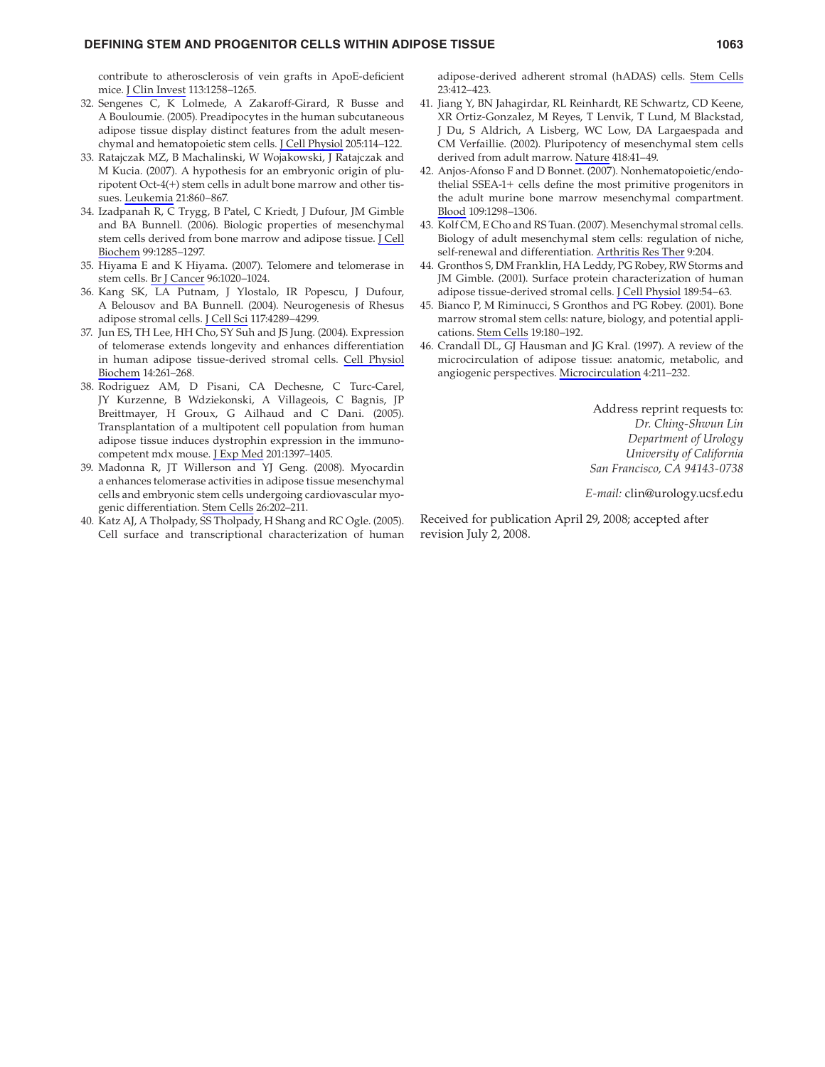contribute to atherosclerosis of vein grafts in ApoE-deficient mice. J Clin Invest 113:1258–1265.

32. Sengenes C, K Lolmede, A Zakaroff-Girard, R Busse and A Bouloumie. (2005). Preadipocytes in the human subcutaneous adipose tissue display distinct features from the adult mesenchymal and hematopoietic stem cells. J Cell Physiol 205:114–122.
33. Ratajczak MZ, B Machalinski, W Wojakowski, J Ratajczak and M Kucia. (2007). A hypothesis for an embryonic origin of pluripotent Oct-4(+) stem cells in adult bone marrow and other tissues. Leukemia 21:860–867.
34. Izadpanah R, C Trygg, B Patel, C Kriedt, J Dufour, JM Gimble and BA Bunnell. (2006). Biologic properties of mesenchymal stem cells derived from bone marrow and adipose tissue. J Cell Biochem 99:1285–1297.
35. Hiyama E and K Hiyama. (2007). Telomere and telomerase in stem cells. Br J Cancer 96:1020–1024.
36. Kang SK, LA Putnam, J Ylostalo, IR Popescu, J Dufour, A Belousov and BA Bunnell. (2004). Neurogenesis of Rhesus adipose stromal cells. J Cell Sci 117:4289–4299.
37. Jun ES, TH Lee, HH Cho, SY Suh and JS Jung. (2004). Expression of telomerase extends longevity and enhances differentiation in human adipose tissue-derived stromal cells. Cell Physiol Biochem 14:261–268.
38. Rodriguez AM, D Pisani, CA Dechesne, C Turc-Carel, JY Kurzenne, B Wdziekonski, A Villageois, C Bagnis, JP Breittmayer, H Groux, G Ailhaud and C Dani. (2005). Transplantation of a multipotent cell population from human adipose tissue induces dystrophin expression in the immunocompetent mdx mouse. J Exp Med 201:1397–1405.
39. Madonna R, JT Willerson and YJ Geng. (2008). Myocardin a enhances telomerase activities in adipose tissue mesenchymal cells and embryonic stem cells undergoing cardiovascular myogenic differentiation. Stem Cells 26:202–211.
40. Katz AJ, A Tholpady, SS Tholpady, H Shang and RC Ogle. (2005). Cell surface and transcriptional characterization of human adipose-derived adherent stromal (hADAS) cells. Stem Cells 23:412–423.
41. Jiang Y, BN Jahagirdar, RL Reinhardt, RE Schwartz, CD Keene, XR Ortiz-Gonzalez, M Reyes, T Lenvik, T Lund, M Blackstad, J Du, S Aldrich, A Lisberg, WC Low, DA Largaespada and CM Verfaillie. (2002). Pluripotency of mesenchymal stem cells derived from adult marrow. Nature 418:41–49.
42. Anjos-Afonso F and D Bonnet. (2007). Nonhematopoietic/endothelial SSEA-1+ cells define the most primitive progenitors in the adult murine bone marrow mesenchymal compartment. Blood 109:1298–1306.
43. Kolf CM, E Cho and RS Tuan. (2007). Mesenchymal stromal cells. Biology of adult mesenchymal stem cells: regulation of niche, self-renewal and differentiation. Arthritis Res Ther 9:204.
44. Gronthos S, DM Franklin, HA Leddy, PG Robey, RW Storms and JM Gimble. (2001). Surface protein characterization of human adipose tissue-derived stromal cells. J Cell Physiol 189:54–63.
45. Bianco P, M Riminucci, S Gronthos and PG Robey. (2001). Bone marrow stromal stem cells: nature, biology, and potential applications. Stem Cells 19:180–192.
46. Crandall DL, GJ Hausman and JG Kral. (1997). A review of the microcirculation of adipose tissue: anatomic, metabolic, and angiogenic perspectives. Microcirculation 4:211–232.

Address reprint requests to:
*Dr. Ching-Shwun Lin*
*Department of Urology*
*University of California*
*San Francisco, CA 94143-0738*

*E-mail:* clin@urology.ucsf.edu

Received for publication April 29, 2008; accepted after revision July 2, 2008.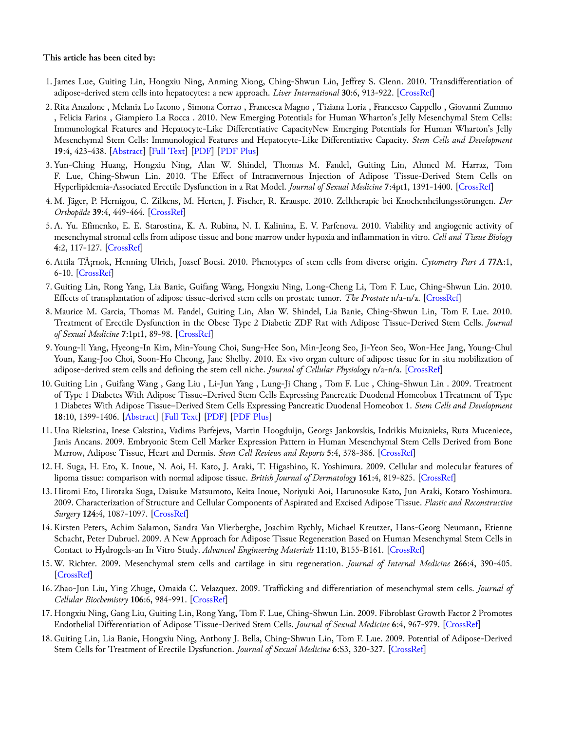**This article has been cited by:**

1. James Lue, Guiting Lin, Hongxiu Ning, Anming Xiong, Ching-Shwun Lin, Jeffrey S. Glenn. 2010. Transdifferentiation of adipose-derived stem cells into hepatocytes: a new approach. *Liver International* **30**:6, 913-922. [CrossRef]
2. Rita Anzalone , Melania Lo Iacono , Simona Corrao , Francesca Magno , Tiziana Loria , Francesco Cappello , Giovanni Zummo , Felicia Farina , Giampiero La Rocca . 2010. New Emerging Potentials for Human Wharton's Jelly Mesenchymal Stem Cells: Immunological Features and Hepatocyte-Like Differentiative CapacityNew Emerging Potentials for Human Wharton's Jelly Mesenchymal Stem Cells: Immunological Features and Hepatocyte-Like Differentiative Capacity. *Stem Cells and Development* **19**:4, 423-438. [Abstract] [Full Text] [PDF] [PDF Plus]
3. Yun-Ching Huang, Hongxiu Ning, Alan W. Shindel, Thomas M. Fandel, Guiting Lin, Ahmed M. Harraz, Tom F. Lue, Ching-Shwun Lin. 2010. The Effect of Intracavernous Injection of Adipose Tissue-Derived Stem Cells on Hyperlipidemia-Associated Erectile Dysfunction in a Rat Model. *Journal of Sexual Medicine* **7**:4pt1, 1391-1400. [CrossRef]
4. M. Jäger, P. Hernigou, C. Zilkens, M. Herten, J. Fischer, R. Krauspe. 2010. Zelltherapie bei Knochenheilungsstörungen. *Der Orthopäde* **39**:4, 449-464. [CrossRef]
5. A. Yu. Efimenko, E. E. Starostina, K. A. Rubina, N. I. Kalinina, E. V. Parfenova. 2010. Viability and angiogenic activity of mesenchymal stromal cells from adipose tissue and bone marrow under hypoxia and inflammation in vitro. *Cell and Tissue Biology* **4**:2, 117-127. [CrossRef]
6. Attila TÃ¡rnok, Henning Ulrich, Jozsef Bocsi. 2010. Phenotypes of stem cells from diverse origin. *Cytometry Part A* **77A**:1, 6-10. [CrossRef]
7. Guiting Lin, Rong Yang, Lia Banie, Guifang Wang, Hongxiu Ning, Long-Cheng Li, Tom F. Lue, Ching-Shwun Lin. 2010. Effects of transplantation of adipose tissue-derived stem cells on prostate tumor. *The Prostate* n/a-n/a. [CrossRef]
8. Maurice M. Garcia, Thomas M. Fandel, Guiting Lin, Alan W. Shindel, Lia Banie, Ching-Shwun Lin, Tom F. Lue. 2010. Treatment of Erectile Dysfunction in the Obese Type 2 Diabetic ZDF Rat with Adipose Tissue-Derived Stem Cells. *Journal of Sexual Medicine* **7**:1pt1, 89-98. [CrossRef]
9. Young-Il Yang, Hyeong-In Kim, Min-Young Choi, Sung-Hee Son, Min-Jeong Seo, Ji-Yeon Seo, Won-Hee Jang, Young-Chul Youn, Kang-Joo Choi, Soon-Ho Cheong, Jane Shelby. 2010. Ex vivo organ culture of adipose tissue for in situ mobilization of adipose-derived stem cells and defining the stem cell niche. *Journal of Cellular Physiology* n/a-n/a. [CrossRef]
10. Guiting Lin , Guifang Wang , Gang Liu , Li-Jun Yang , Lung-Ji Chang , Tom F. Lue , Ching-Shwun Lin . 2009. Treatment of Type 1 Diabetes With Adipose Tissue–Derived Stem Cells Expressing Pancreatic Duodenal Homeobox 1Treatment of Type 1 Diabetes With Adipose Tissue–Derived Stem Cells Expressing Pancreatic Duodenal Homeobox 1. *Stem Cells and Development* **18**:10, 1399-1406. [Abstract] [Full Text] [PDF] [PDF Plus]
11. Una Riekstina, Inese Cakstina, Vadims Parfejevs, Martin Hoogduijn, Georgs Jankovskis, Indrikis Muiznieks, Ruta Muceniece, Janis Ancans. 2009. Embryonic Stem Cell Marker Expression Pattern in Human Mesenchymal Stem Cells Derived from Bone Marrow, Adipose Tissue, Heart and Dermis. *Stem Cell Reviews and Reports* **5**:4, 378-386. [CrossRef]
12. H. Suga, H. Eto, K. Inoue, N. Aoi, H. Kato, J. Araki, T. Higashino, K. Yoshimura. 2009. Cellular and molecular features of lipoma tissue: comparison with normal adipose tissue. *British Journal of Dermatology* **161**:4, 819-825. [CrossRef]
13. Hitomi Eto, Hirotaka Suga, Daisuke Matsumoto, Keita Inoue, Noriyuki Aoi, Harunosuke Kato, Jun Araki, Kotaro Yoshimura. 2009. Characterization of Structure and Cellular Components of Aspirated and Excised Adipose Tissue. *Plastic and Reconstructive Surgery* **124**:4, 1087-1097. [CrossRef]
14. Kirsten Peters, Achim Salamon, Sandra Van Vlierberghe, Joachim Rychly, Michael Kreutzer, Hans-Georg Neumann, Etienne Schacht, Peter Dubruel. 2009. A New Approach for Adipose Tissue Regeneration Based on Human Mesenchymal Stem Cells in Contact to Hydrogels-an In Vitro Study. *Advanced Engineering Materials* **11**:10, B155-B161. [CrossRef]
15. W. Richter. 2009. Mesenchymal stem cells and cartilage in situ regeneration. *Journal of Internal Medicine* **266**:4, 390-405. [CrossRef]
16. Zhao-Jun Liu, Ying Zhuge, Omaida C. Velazquez. 2009. Trafficking and differentiation of mesenchymal stem cells. *Journal of Cellular Biochemistry* **106**:6, 984-991. [CrossRef]
17. Hongxiu Ning, Gang Liu, Guiting Lin, Rong Yang, Tom F. Lue, Ching-Shwun Lin. 2009. Fibroblast Growth Factor 2 Promotes Endothelial Differentiation of Adipose Tissue-Derived Stem Cells. *Journal of Sexual Medicine* **6**:4, 967-979. [CrossRef]
18. Guiting Lin, Lia Banie, Hongxiu Ning, Anthony J. Bella, Ching-Shwun Lin, Tom F. Lue. 2009. Potential of Adipose-Derived Stem Cells for Treatment of Erectile Dysfunction. *Journal of Sexual Medicine* **6**:S3, 320-327. [CrossRef]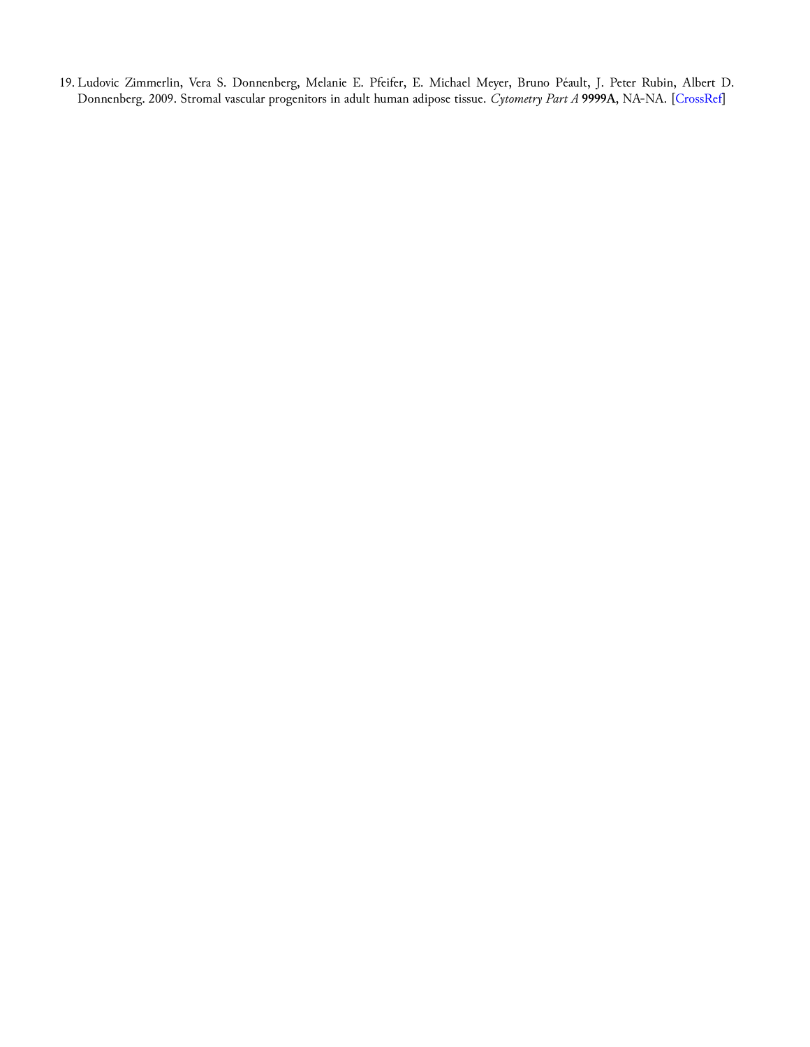19. Ludovic Zimmerlin, Vera S. Donnenberg, Melanie E. Pfeifer, E. Michael Meyer, Bruno Péault, J. Peter Rubin, Albert D. Donnenberg. 2009. Stromal vascular progenitors in adult human adipose tissue. *Cytometry Part A* **9999A**, NA-NA. [CrossRef]